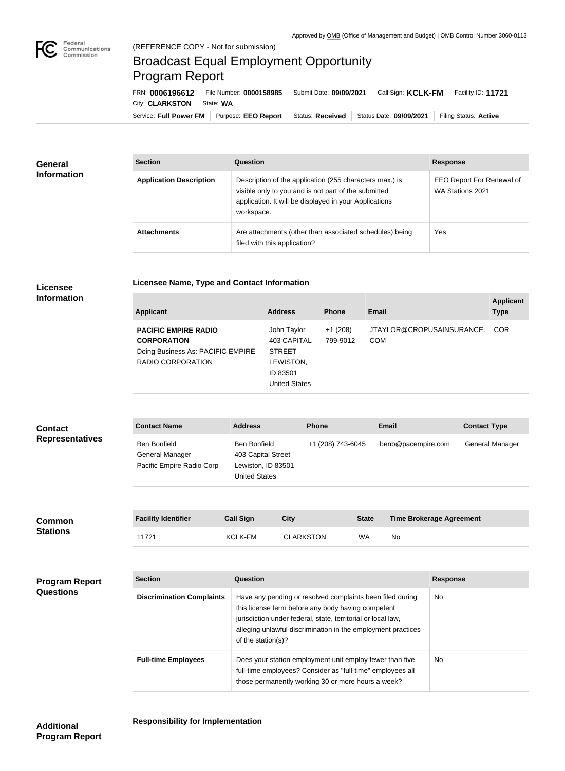Approved by OMB (Office of Management and Budget) | OMB Control Number 3060-0113

(REFERENCE COPY - Not for submission)

# Broadcast Equal Employment Opportunity Program Report

FRN: **0006196612** | File Number: **0000158985** | Submit Date: **09/09/2021** | Call Sign: **KCLK-FM** | Facility ID: **11721** | City: **CLARKSTON** | State: **WA** | Service: **Full Power FM** | Purpose: **EEO Report** | Status: **Received** | Status Date: **09/09/2021** | Filing Status: **Active**

## General Information

| Section | Question | Response |
|---|---|---|
| **Application Description** | Description of the application (255 characters max.) is visible only to you and is not part of the submitted application. It will be displayed in your Applications workspace. | EEO Report For Renewal of WA Stations 2021 |
| **Attachments** | Are attachments (other than associated schedules) being filed with this application? | Yes |

## Licensee Information

### Licensee Name, Type and Contact Information

| Applicant | Address | Phone | Email | Applicant Type |
|---|---|---|---|---|
| **PACIFIC EMPIRE RADIO CORPORATION** Doing Business As: PACIFIC EMPIRE RADIO CORPORATION | John Taylor 403 CAPITAL STREET LEWISTON, ID 83501 United States | +1 (208) 799-9012 | JTAYLOR@CROPUSAINSURANCE.COM | COR |

## Contact Representatives

| Contact Name | Address | Phone | Email | Contact Type |
|---|---|---|---|---|
| Ben Bonfield General Manager Pacific Empire Radio Corp | Ben Bonfield 403 Capital Street Lewiston, ID 83501 United States | +1 (208) 743-6045 | benb@pacempire.com | General Manager |

## Common Stations

| Facility Identifier | Call Sign | City | State | Time Brokerage Agreement |
|---|---|---|---|---|
| 11721 | KCLK-FM | CLARKSTON | WA | No |

## Program Report Questions

| Section | Question | Response |
|---|---|---|
| **Discrimination Complaints** | Have any pending or resolved complaints been filed during this license term before any body having competent jurisdiction under federal, state, territorial or local law, alleging unlawful discrimination in the employment practices of the station(s)? | No |
| **Full-time Employees** | Does your station employment unit employ fewer than five full-time employees? Consider as "full-time" employees all those permanently working 30 or more hours a week? | No |

## Additional Program Report

### Responsibility for Implementation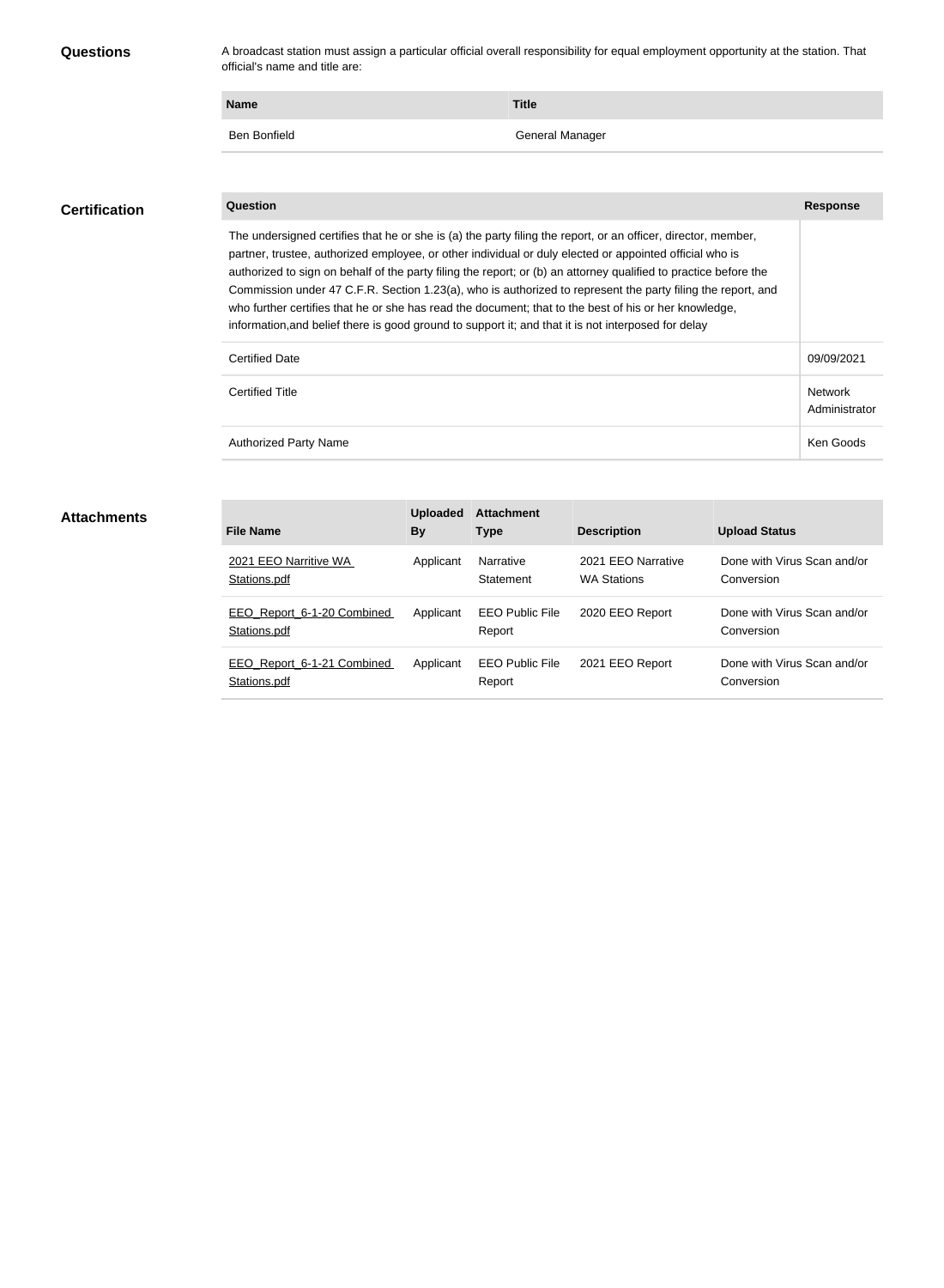## Questions

A broadcast station must assign a particular official overall responsibility for equal employment opportunity at the station. That official's name and title are:

| Name | Title |
|---|---|
| Ben Bonfield | General Manager |

## Certification

| Question | Response |
|---|---|
| The undersigned certifies that he or she is (a) the party filing the report, or an officer, director, member, partner, trustee, authorized employee, or other individual or duly elected or appointed official who is authorized to sign on behalf of the party filing the report; or (b) an attorney qualified to practice before the Commission under 47 C.F.R. Section 1.23(a), who is authorized to represent the party filing the report, and who further certifies that he or she has read the document; that to the best of his or her knowledge, information,and belief there is good ground to support it; and that it is not interposed for delay | |
| Certified Date | 09/09/2021 |
| Certified Title | Network Administrator |
| Authorized Party Name | Ken Goods |

## Attachments

| File Name | Uploaded By | Attachment Type | Description | Upload Status |
|---|---|---|---|---|
| 2021 EEO Narritive WA Stations.pdf | Applicant | Narrative Statement | 2021 EEO Narrative WA Stations | Done with Virus Scan and/or Conversion |
| EEO_Report_6-1-20 Combined Stations.pdf | Applicant | EEO Public File Report | 2020 EEO Report | Done with Virus Scan and/or Conversion |
| EEO_Report_6-1-21 Combined Stations.pdf | Applicant | EEO Public File Report | 2021 EEO Report | Done with Virus Scan and/or Conversion |